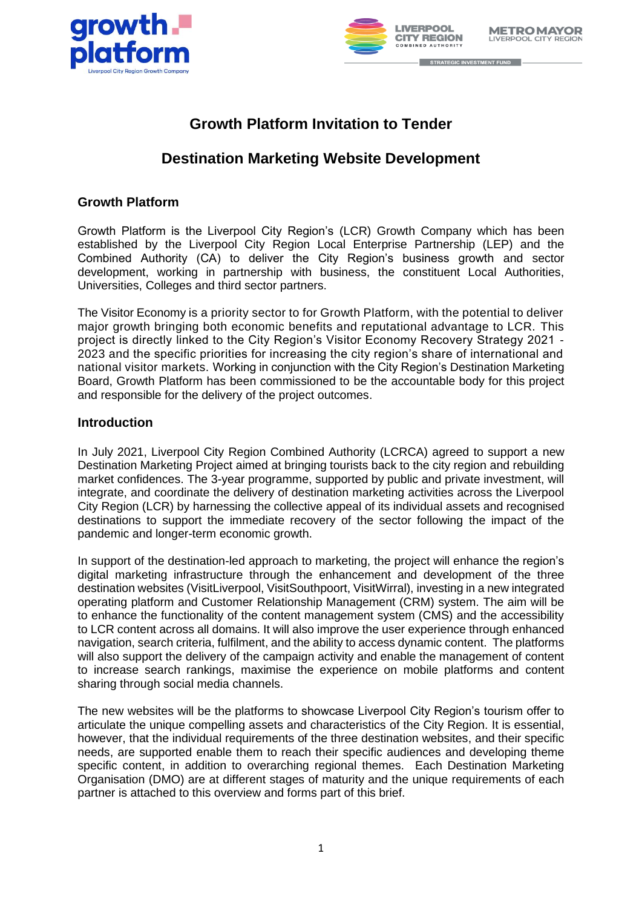# Growth Platform Invitation to Tender

# Destination Marketing Website Development

## Growth Platform

Growth Platform is the Liverpool City Region's (LCR) Growth Company which has been established by the Liverpool City Region Local Enterprise Partnership (LEP) and the Combined Authority (CA) to deliver the City Region's business growth and sector development, working in partnership with business, the constituent Local Authorities, Universities, Colleges and third sector partners.

The Visitor Economy is a priority sector to for Growth Platform, with the potential to deliver major growth bringing both economic benefits and reputational advantage to LCR. This project is directly linked to the City Region's Visitor Economy Recovery Strategy 2021 - 2023 and the specific priorities for increasing the city region's share of international and national visitor markets. Working in conjunction with the City Region's Destination Marketing Board, Growth Platform has been commissioned to be the accountable body for this project and responsible for the delivery of the project outcomes.

## Introduction

In July 2021, Liverpool City Region Combined Authority (LCRCA) agreed to support a new Destination Marketing Project aimed at bringing tourists back to the city region and rebuilding market confidences. The 3-year programme, supported by public and private investment, will integrate, and coordinate the delivery of destination marketing activities across the Liverpool City Region (LCR) by harnessing the collective appeal of its individual assets and recognised destinations to support the immediate recovery of the sector following the impact of the pandemic and longer-term economic growth.

In support of the destination-led approach to marketing, the project will enhance the region's digital marketing infrastructure through the enhancement and development of the three destination websites (VisitLiverpool, VisitSouthpoort, VisitWirral), investing in a new integrated operating platform and Customer Relationship Management (CRM) system. The aim will be to enhance the functionality of the content management system (CMS) and the accessibility to LCR content across all domains. It will also improve the user experience through enhanced navigation, search criteria, fulfilment, and the ability to access dynamic content. The platforms will also support the delivery of the campaign activity and enable the management of content to increase search rankings, maximise the experience on mobile platforms and content sharing through social media channels.

The new websites will be the platforms to showcase Liverpool City Region's tourism offer to articulate the unique compelling assets and characteristics of the City Region. It is essential, however, that the individual requirements of the three destination websites, and their specific needs, are supported enable them to reach their specific audiences and developing theme specific content, in addition to overarching regional themes. Each Destination Marketing Organisation (DMO) are at different stages of maturity and the unique requirements of each partner is attached to this overview and forms part of this brief.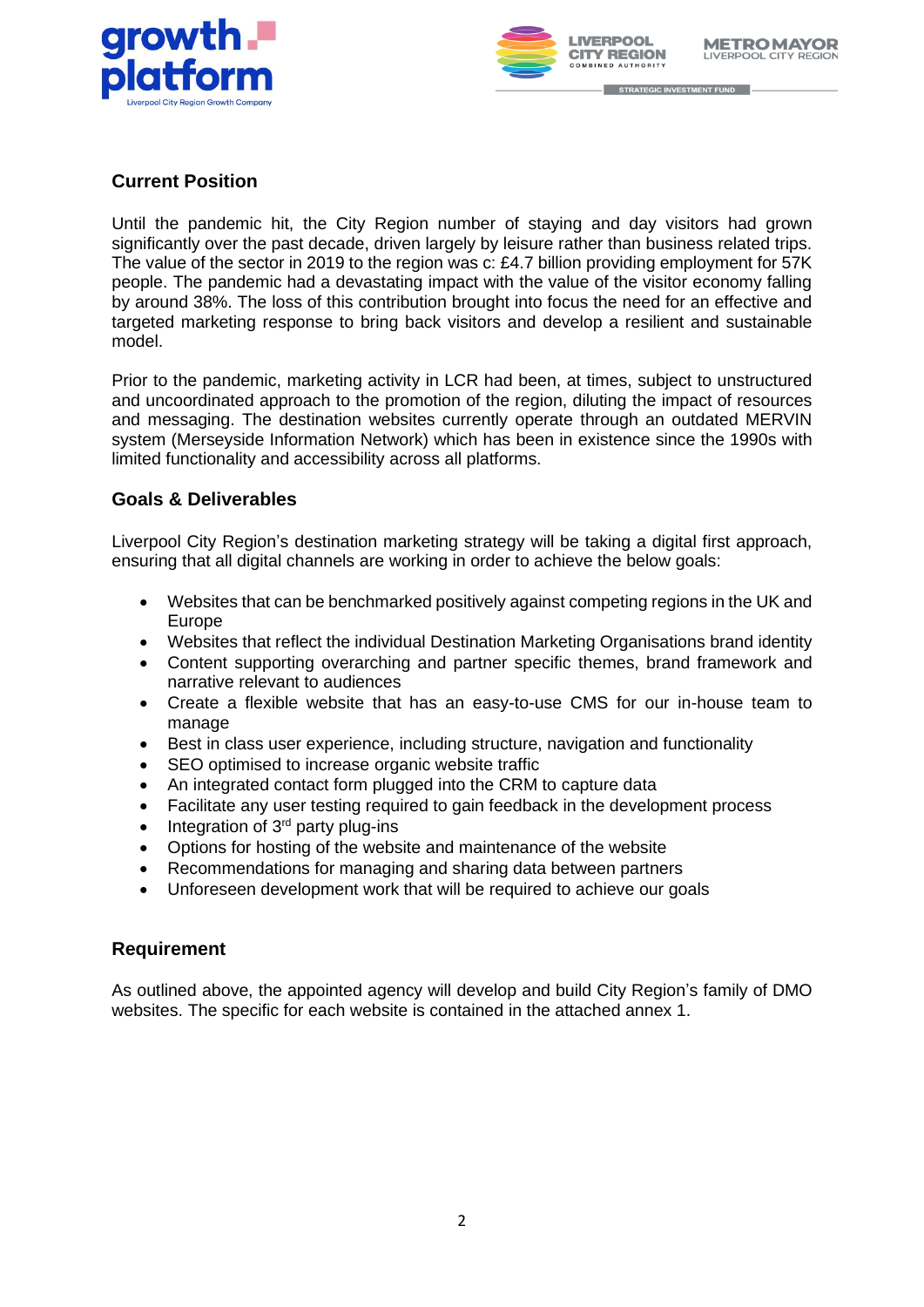## Current Position

Until the pandemic hit, the City Region number of staying and day visitors had grown significantly over the past decade, driven largely by leisure rather than business related trips. The value of the sector in 2019 to the region was c: £4.7 billion providing employment for 57K people. The pandemic had a devastating impact with the value of the visitor economy falling by around 38%. The loss of this contribution brought into focus the need for an effective and targeted marketing response to bring back visitors and develop a resilient and sustainable model.

Prior to the pandemic, marketing activity in LCR had been, at times, subject to unstructured and uncoordinated approach to the promotion of the region, diluting the impact of resources and messaging. The destination websites currently operate through an outdated MERVIN system (Merseyside Information Network) which has been in existence since the 1990s with limited functionality and accessibility across all platforms.

## Goals & Deliverables

Liverpool City Region's destination marketing strategy will be taking a digital first approach, ensuring that all digital channels are working in order to achieve the below goals:

- Websites that can be benchmarked positively against competing regions in the UK and Europe
- Websites that reflect the individual Destination Marketing Organisations brand identity
- Content supporting overarching and partner specific themes, brand framework and narrative relevant to audiences
- Create a flexible website that has an easy-to-use CMS for our in-house team to manage
- Best in class user experience, including structure, navigation and functionality
- SEO optimised to increase organic website traffic
- An integrated contact form plugged into the CRM to capture data
- Facilitate any user testing required to gain feedback in the development process
- Integration of 3rd party plug-ins
- Options for hosting of the website and maintenance of the website
- Recommendations for managing and sharing data between partners
- Unforeseen development work that will be required to achieve our goals

## Requirement

As outlined above, the appointed agency will develop and build City Region's family of DMO websites. The specific for each website is contained in the attached annex 1.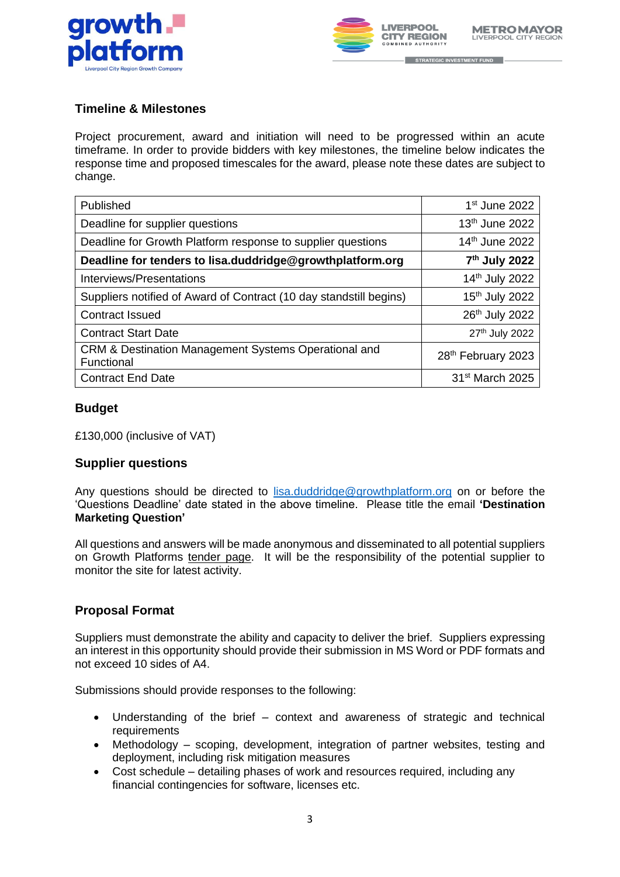## Timeline & Milestones

Project procurement, award and initiation will need to be progressed within an acute timeframe. In order to provide bidders with key milestones, the timeline below indicates the response time and proposed timescales for the award, please note these dates are subject to change.

| | |
|---|---|
| Published | 1st June 2022 |
| Deadline for supplier questions | 13th June 2022 |
| Deadline for Growth Platform response to supplier questions | 14th June 2022 |
| **Deadline for tenders to lisa.duddridge@growthplatform.org** | **7th July 2022** |
| Interviews/Presentations | 14th July 2022 |
| Suppliers notified of Award of Contract (10 day standstill begins) | 15th July 2022 |
| Contract Issued | 26th July 2022 |
| Contract Start Date | 27th July 2022 |
| CRM & Destination Management Systems Operational and Functional | 28th February 2023 |
| Contract End Date | 31st March 2025 |

## Budget

£130,000 (inclusive of VAT)

## Supplier questions

Any questions should be directed to lisa.duddridge@growthplatform.org on or before the 'Questions Deadline' date stated in the above timeline. Please title the email **'Destination Marketing Question'**

All questions and answers will be made anonymous and disseminated to all potential suppliers on Growth Platforms tender page. It will be the responsibility of the potential supplier to monitor the site for latest activity.

## Proposal Format

Suppliers must demonstrate the ability and capacity to deliver the brief. Suppliers expressing an interest in this opportunity should provide their submission in MS Word or PDF formats and not exceed 10 sides of A4.

Submissions should provide responses to the following:

- Understanding of the brief – context and awareness of strategic and technical requirements
- Methodology – scoping, development, integration of partner websites, testing and deployment, including risk mitigation measures
- Cost schedule – detailing phases of work and resources required, including any financial contingencies for software, licenses etc.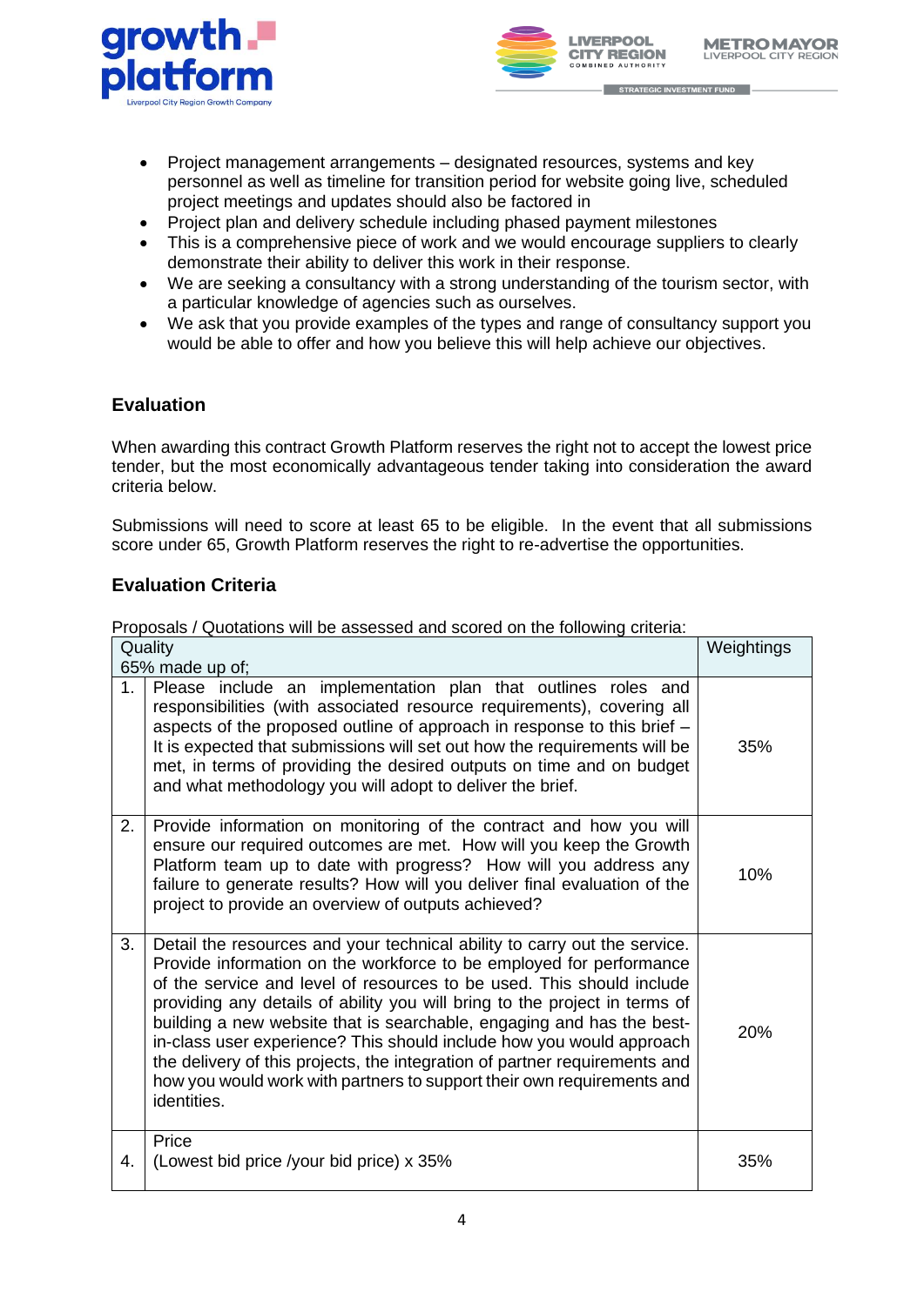- Project management arrangements – designated resources, systems and key personnel as well as timeline for transition period for website going live, scheduled project meetings and updates should also be factored in
- Project plan and delivery schedule including phased payment milestones
- This is a comprehensive piece of work and we would encourage suppliers to clearly demonstrate their ability to deliver this work in their response.
- We are seeking a consultancy with a strong understanding of the tourism sector, with a particular knowledge of agencies such as ourselves.
- We ask that you provide examples of the types and range of consultancy support you would be able to offer and how you believe this will help achieve our objectives.

## Evaluation

When awarding this contract Growth Platform reserves the right not to accept the lowest price tender, but the most economically advantageous tender taking into consideration the award criteria below.

Submissions will need to score at least 65 to be eligible. In the event that all submissions score under 65, Growth Platform reserves the right to re-advertise the opportunities.

## Evaluation Criteria

Proposals / Quotations will be assessed and scored on the following criteria:

| Quality<br>65% made up of; | | Weightings |
|---|---|---|
| 1. | Please include an implementation plan that outlines roles and responsibilities (with associated resource requirements), covering all aspects of the proposed outline of approach in response to this brief – It is expected that submissions will set out how the requirements will be met, in terms of providing the desired outputs on time and on budget and what methodology you will adopt to deliver the brief. | 35% |
| 2. | Provide information on monitoring of the contract and how you will ensure our required outcomes are met. How will you keep the Growth Platform team up to date with progress? How will you address any failure to generate results? How will you deliver final evaluation of the project to provide an overview of outputs achieved? | 10% |
| 3. | Detail the resources and your technical ability to carry out the service. Provide information on the workforce to be employed for performance of the service and level of resources to be used. This should include providing any details of ability you will bring to the project in terms of building a new website that is searchable, engaging and has the best-in-class user experience? This should include how you would approach the delivery of this projects, the integration of partner requirements and how you would work with partners to support their own requirements and identities. | 20% |
| 4. | Price<br>(Lowest bid price /your bid price) x 35% | 35% |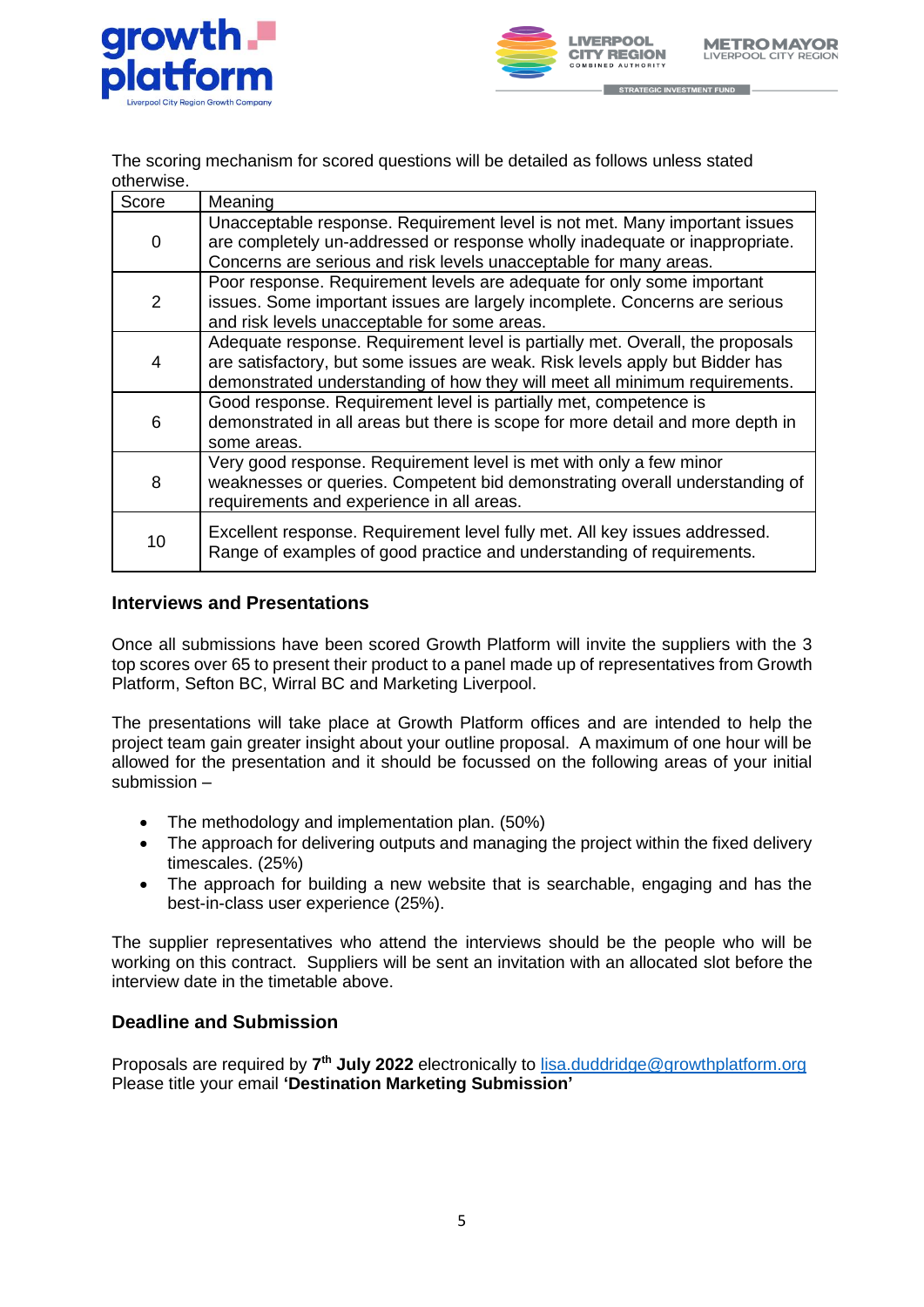The scoring mechanism for scored questions will be detailed as follows unless stated otherwise.

| Score | Meaning |
|---|---|
| 0 | Unacceptable response. Requirement level is not met. Many important issues are completely un-addressed or response wholly inadequate or inappropriate. Concerns are serious and risk levels unacceptable for many areas. |
| 2 | Poor response. Requirement levels are adequate for only some important issues. Some important issues are largely incomplete. Concerns are serious and risk levels unacceptable for some areas. |
| 4 | Adequate response. Requirement level is partially met. Overall, the proposals are satisfactory, but some issues are weak. Risk levels apply but Bidder has demonstrated understanding of how they will meet all minimum requirements. |
| 6 | Good response. Requirement level is partially met, competence is demonstrated in all areas but there is scope for more detail and more depth in some areas. |
| 8 | Very good response. Requirement level is met with only a few minor weaknesses or queries. Competent bid demonstrating overall understanding of requirements and experience in all areas. |
| 10 | Excellent response. Requirement level fully met. All key issues addressed. Range of examples of good practice and understanding of requirements. |

## Interviews and Presentations

Once all submissions have been scored Growth Platform will invite the suppliers with the 3 top scores over 65 to present their product to a panel made up of representatives from Growth Platform, Sefton BC, Wirral BC and Marketing Liverpool.

The presentations will take place at Growth Platform offices and are intended to help the project team gain greater insight about your outline proposal. A maximum of one hour will be allowed for the presentation and it should be focussed on the following areas of your initial submission –

- The methodology and implementation plan. (50%)
- The approach for delivering outputs and managing the project within the fixed delivery timescales. (25%)
- The approach for building a new website that is searchable, engaging and has the best-in-class user experience (25%).

The supplier representatives who attend the interviews should be the people who will be working on this contract. Suppliers will be sent an invitation with an allocated slot before the interview date in the timetable above.

## Deadline and Submission

Proposals are required by **7th July 2022** electronically to lisa.duddridge@growthplatform.org
Please title your email **'Destination Marketing Submission'**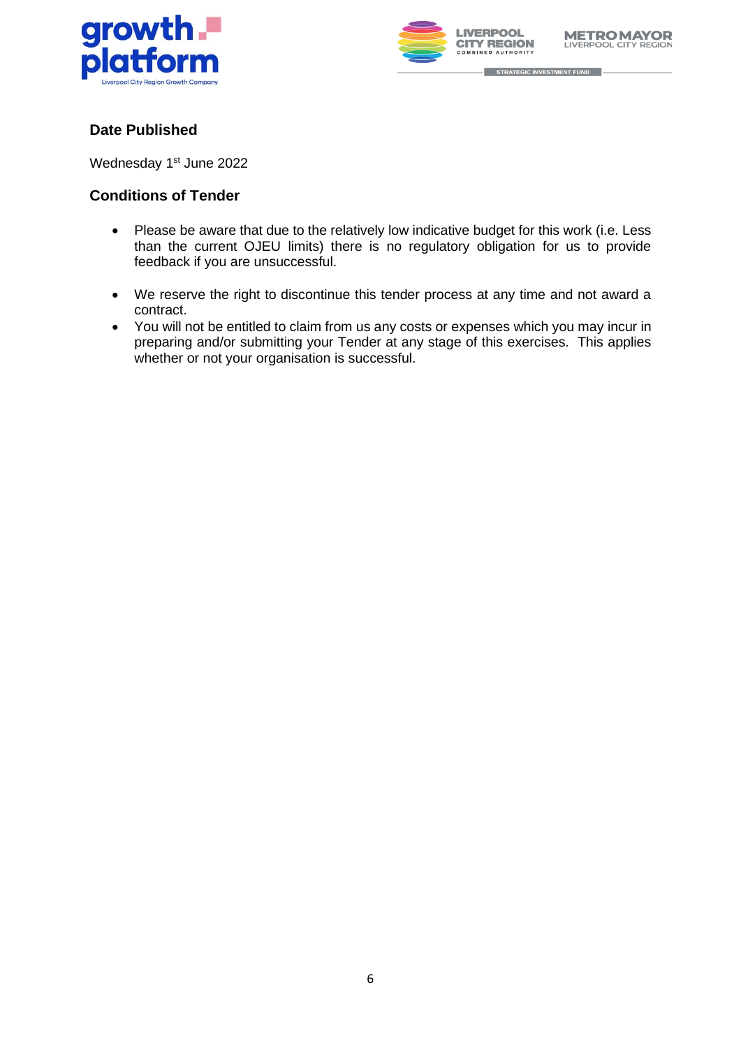## Date Published

Wednesday 1st June 2022

## Conditions of Tender

- Please be aware that due to the relatively low indicative budget for this work (i.e. Less than the current OJEU limits) there is no regulatory obligation for us to provide feedback if you are unsuccessful.

- We reserve the right to discontinue this tender process at any time and not award a contract.
- You will not be entitled to claim from us any costs or expenses which you may incur in preparing and/or submitting your Tender at any stage of this exercises. This applies whether or not your organisation is successful.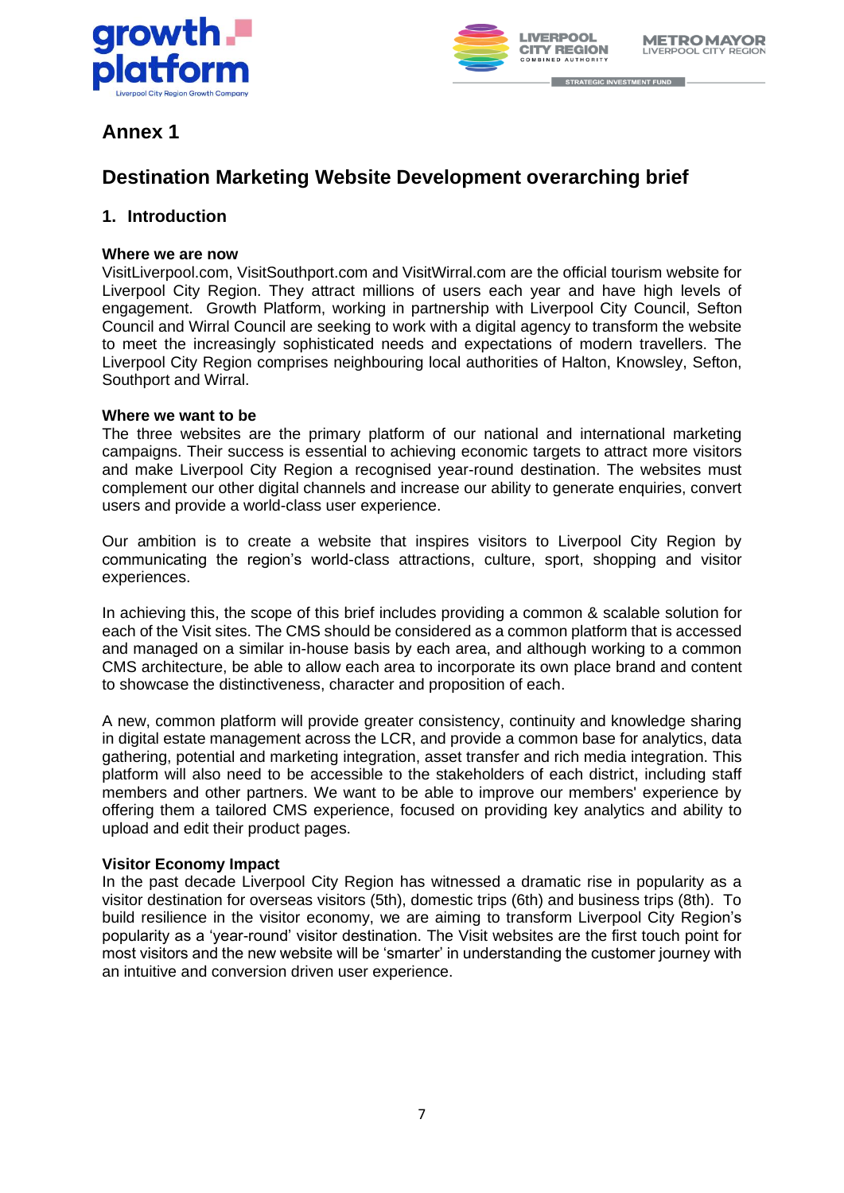## Annex 1

# Destination Marketing Website Development overarching brief

## 1. Introduction

**Where we are now**
VisitLiverpool.com, VisitSouthport.com and VisitWirral.com are the official tourism website for Liverpool City Region. They attract millions of users each year and have high levels of engagement. Growth Platform, working in partnership with Liverpool City Council, Sefton Council and Wirral Council are seeking to work with a digital agency to transform the website to meet the increasingly sophisticated needs and expectations of modern travellers. The Liverpool City Region comprises neighbouring local authorities of Halton, Knowsley, Sefton, Southport and Wirral.

**Where we want to be**
The three websites are the primary platform of our national and international marketing campaigns. Their success is essential to achieving economic targets to attract more visitors and make Liverpool City Region a recognised year-round destination. The websites must complement our other digital channels and increase our ability to generate enquiries, convert users and provide a world-class user experience.

Our ambition is to create a website that inspires visitors to Liverpool City Region by communicating the region's world-class attractions, culture, sport, shopping and visitor experiences.

In achieving this, the scope of this brief includes providing a common & scalable solution for each of the Visit sites. The CMS should be considered as a common platform that is accessed and managed on a similar in-house basis by each area, and although working to a common CMS architecture, be able to allow each area to incorporate its own place brand and content to showcase the distinctiveness, character and proposition of each.

A new, common platform will provide greater consistency, continuity and knowledge sharing in digital estate management across the LCR, and provide a common base for analytics, data gathering, potential and marketing integration, asset transfer and rich media integration. This platform will also need to be accessible to the stakeholders of each district, including staff members and other partners. We want to be able to improve our members' experience by offering them a tailored CMS experience, focused on providing key analytics and ability to upload and edit their product pages.

**Visitor Economy Impact**
In the past decade Liverpool City Region has witnessed a dramatic rise in popularity as a visitor destination for overseas visitors (5th), domestic trips (6th) and business trips (8th). To build resilience in the visitor economy, we are aiming to transform Liverpool City Region's popularity as a 'year-round' visitor destination. The Visit websites are the first touch point for most visitors and the new website will be 'smarter' in understanding the customer journey with an intuitive and conversion driven user experience.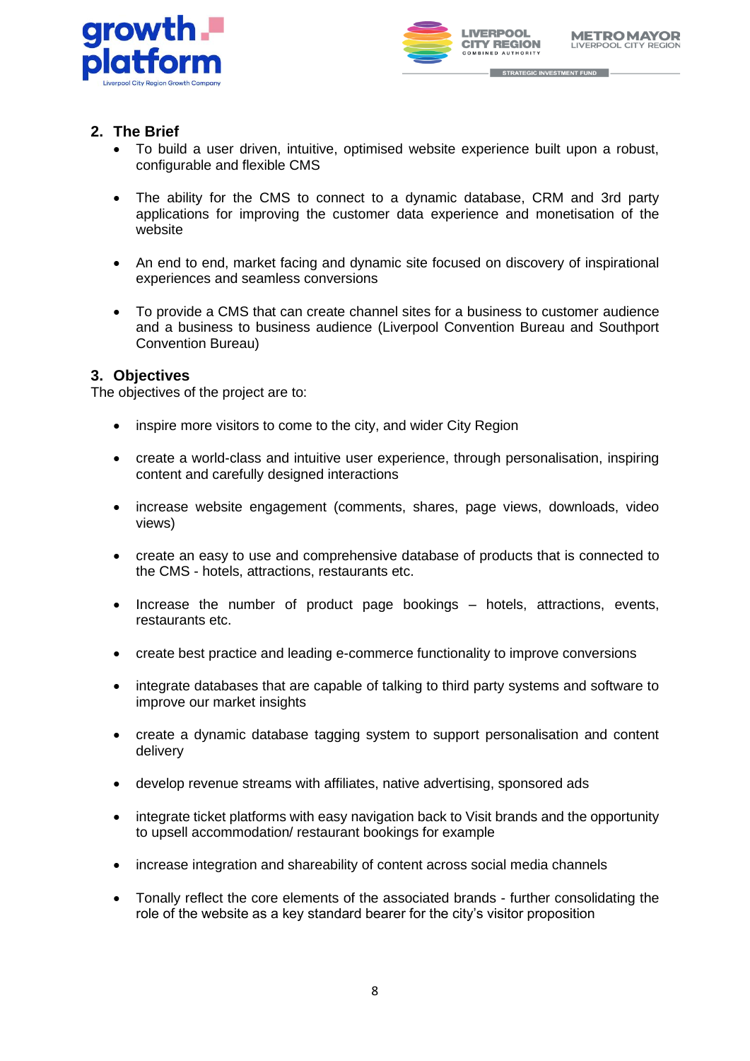## 2. The Brief

- To build a user driven, intuitive, optimised website experience built upon a robust, configurable and flexible CMS
- The ability for the CMS to connect to a dynamic database, CRM and 3rd party applications for improving the customer data experience and monetisation of the website
- An end to end, market facing and dynamic site focused on discovery of inspirational experiences and seamless conversions
- To provide a CMS that can create channel sites for a business to customer audience and a business to business audience (Liverpool Convention Bureau and Southport Convention Bureau)

## 3. Objectives

The objectives of the project are to:

- inspire more visitors to come to the city, and wider City Region
- create a world-class and intuitive user experience, through personalisation, inspiring content and carefully designed interactions
- increase website engagement (comments, shares, page views, downloads, video views)
- create an easy to use and comprehensive database of products that is connected to the CMS - hotels, attractions, restaurants etc.
- Increase the number of product page bookings – hotels, attractions, events, restaurants etc.
- create best practice and leading e-commerce functionality to improve conversions
- integrate databases that are capable of talking to third party systems and software to improve our market insights
- create a dynamic database tagging system to support personalisation and content delivery
- develop revenue streams with affiliates, native advertising, sponsored ads
- integrate ticket platforms with easy navigation back to Visit brands and the opportunity to upsell accommodation/ restaurant bookings for example
- increase integration and shareability of content across social media channels
- Tonally reflect the core elements of the associated brands - further consolidating the role of the website as a key standard bearer for the city's visitor proposition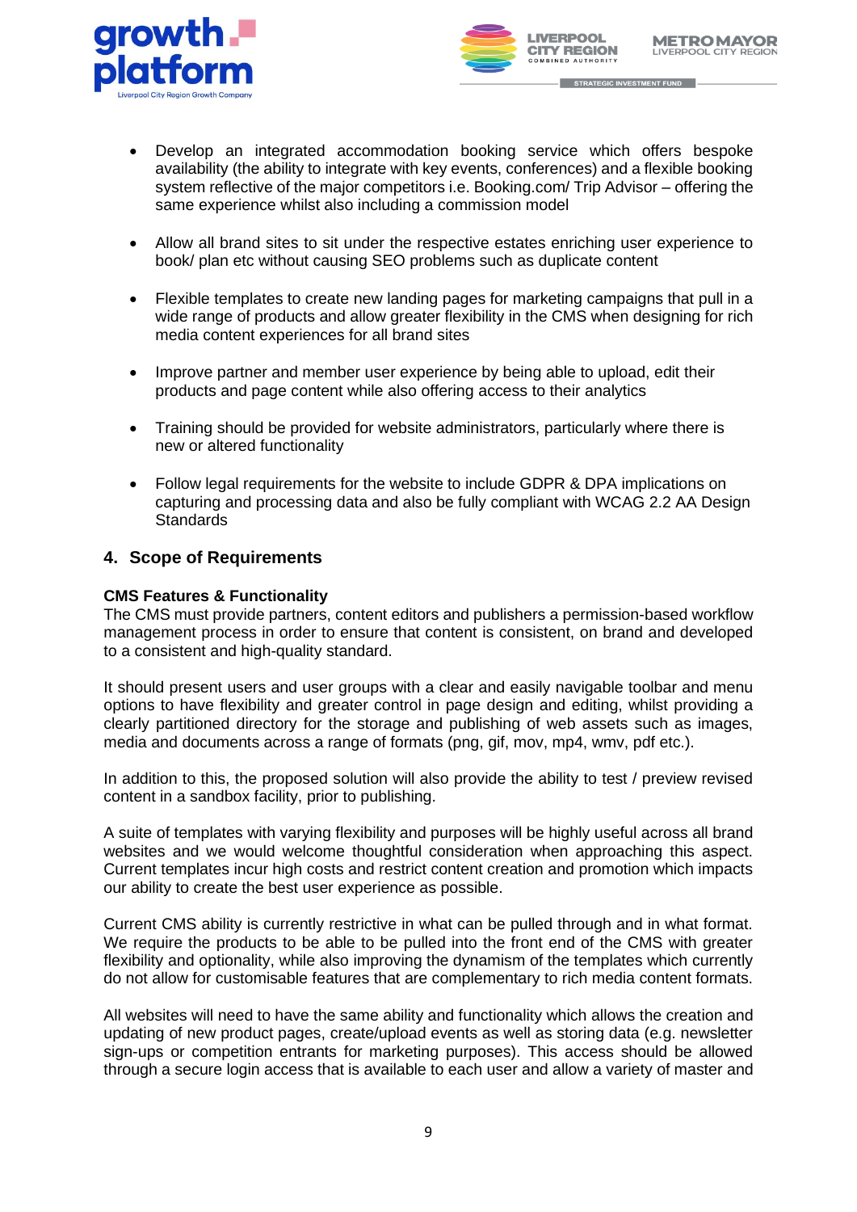- Develop an integrated accommodation booking service which offers bespoke availability (the ability to integrate with key events, conferences) and a flexible booking system reflective of the major competitors i.e. Booking.com/ Trip Advisor – offering the same experience whilst also including a commission model

- Allow all brand sites to sit under the respective estates enriching user experience to book/ plan etc without causing SEO problems such as duplicate content

- Flexible templates to create new landing pages for marketing campaigns that pull in a wide range of products and allow greater flexibility in the CMS when designing for rich media content experiences for all brand sites

- Improve partner and member user experience by being able to upload, edit their products and page content while also offering access to their analytics

- Training should be provided for website administrators, particularly where there is new or altered functionality

- Follow legal requirements for the website to include GDPR & DPA implications on capturing and processing data and also be fully compliant with WCAG 2.2 AA Design Standards

## 4. Scope of Requirements

**CMS Features & Functionality**
The CMS must provide partners, content editors and publishers a permission-based workflow management process in order to ensure that content is consistent, on brand and developed to a consistent and high-quality standard.

It should present users and user groups with a clear and easily navigable toolbar and menu options to have flexibility and greater control in page design and editing, whilst providing a clearly partitioned directory for the storage and publishing of web assets such as images, media and documents across a range of formats (png, gif, mov, mp4, wmv, pdf etc.).

In addition to this, the proposed solution will also provide the ability to test / preview revised content in a sandbox facility, prior to publishing.

A suite of templates with varying flexibility and purposes will be highly useful across all brand websites and we would welcome thoughtful consideration when approaching this aspect. Current templates incur high costs and restrict content creation and promotion which impacts our ability to create the best user experience as possible.

Current CMS ability is currently restrictive in what can be pulled through and in what format. We require the products to be able to be pulled into the front end of the CMS with greater flexibility and optionality, while also improving the dynamism of the templates which currently do not allow for customisable features that are complementary to rich media content formats.

All websites will need to have the same ability and functionality which allows the creation and updating of new product pages, create/upload events as well as storing data (e.g. newsletter sign-ups or competition entrants for marketing purposes). This access should be allowed through a secure login access that is available to each user and allow a variety of master and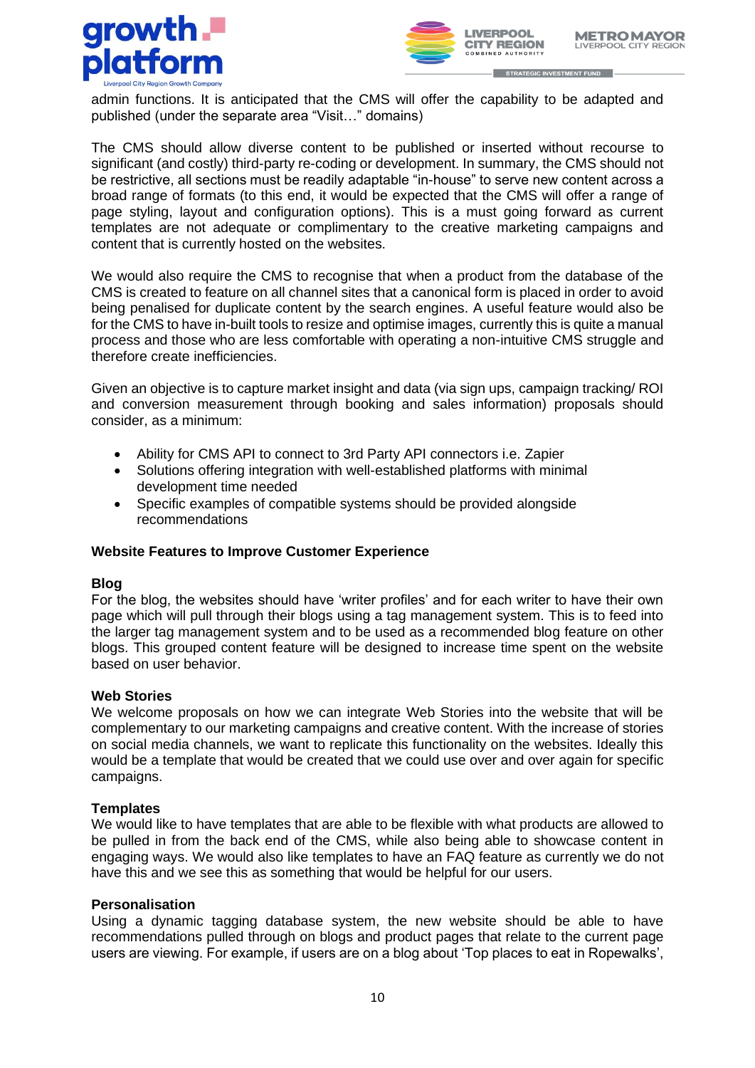admin functions. It is anticipated that the CMS will offer the capability to be adapted and published (under the separate area "Visit…" domains)

The CMS should allow diverse content to be published or inserted without recourse to significant (and costly) third-party re-coding or development. In summary, the CMS should not be restrictive, all sections must be readily adaptable "in-house" to serve new content across a broad range of formats (to this end, it would be expected that the CMS will offer a range of page styling, layout and configuration options). This is a must going forward as current templates are not adequate or complimentary to the creative marketing campaigns and content that is currently hosted on the websites.

We would also require the CMS to recognise that when a product from the database of the CMS is created to feature on all channel sites that a canonical form is placed in order to avoid being penalised for duplicate content by the search engines. A useful feature would also be for the CMS to have in-built tools to resize and optimise images, currently this is quite a manual process and those who are less comfortable with operating a non-intuitive CMS struggle and therefore create inefficiencies.

Given an objective is to capture market insight and data (via sign ups, campaign tracking/ ROI and conversion measurement through booking and sales information) proposals should consider, as a minimum:

- Ability for CMS API to connect to 3rd Party API connectors i.e. Zapier
- Solutions offering integration with well-established platforms with minimal development time needed
- Specific examples of compatible systems should be provided alongside recommendations

**Website Features to Improve Customer Experience**

**Blog**
For the blog, the websites should have 'writer profiles' and for each writer to have their own page which will pull through their blogs using a tag management system. This is to feed into the larger tag management system and to be used as a recommended blog feature on other blogs. This grouped content feature will be designed to increase time spent on the website based on user behavior.

**Web Stories**
We welcome proposals on how we can integrate Web Stories into the website that will be complementary to our marketing campaigns and creative content. With the increase of stories on social media channels, we want to replicate this functionality on the websites. Ideally this would be a template that would be created that we could use over and over again for specific campaigns.

**Templates**
We would like to have templates that are able to be flexible with what products are allowed to be pulled in from the back end of the CMS, while also being able to showcase content in engaging ways. We would also like templates to have an FAQ feature as currently we do not have this and we see this as something that would be helpful for our users.

**Personalisation**
Using a dynamic tagging database system, the new website should be able to have recommendations pulled through on blogs and product pages that relate to the current page users are viewing. For example, if users are on a blog about 'Top places to eat in Ropewalks',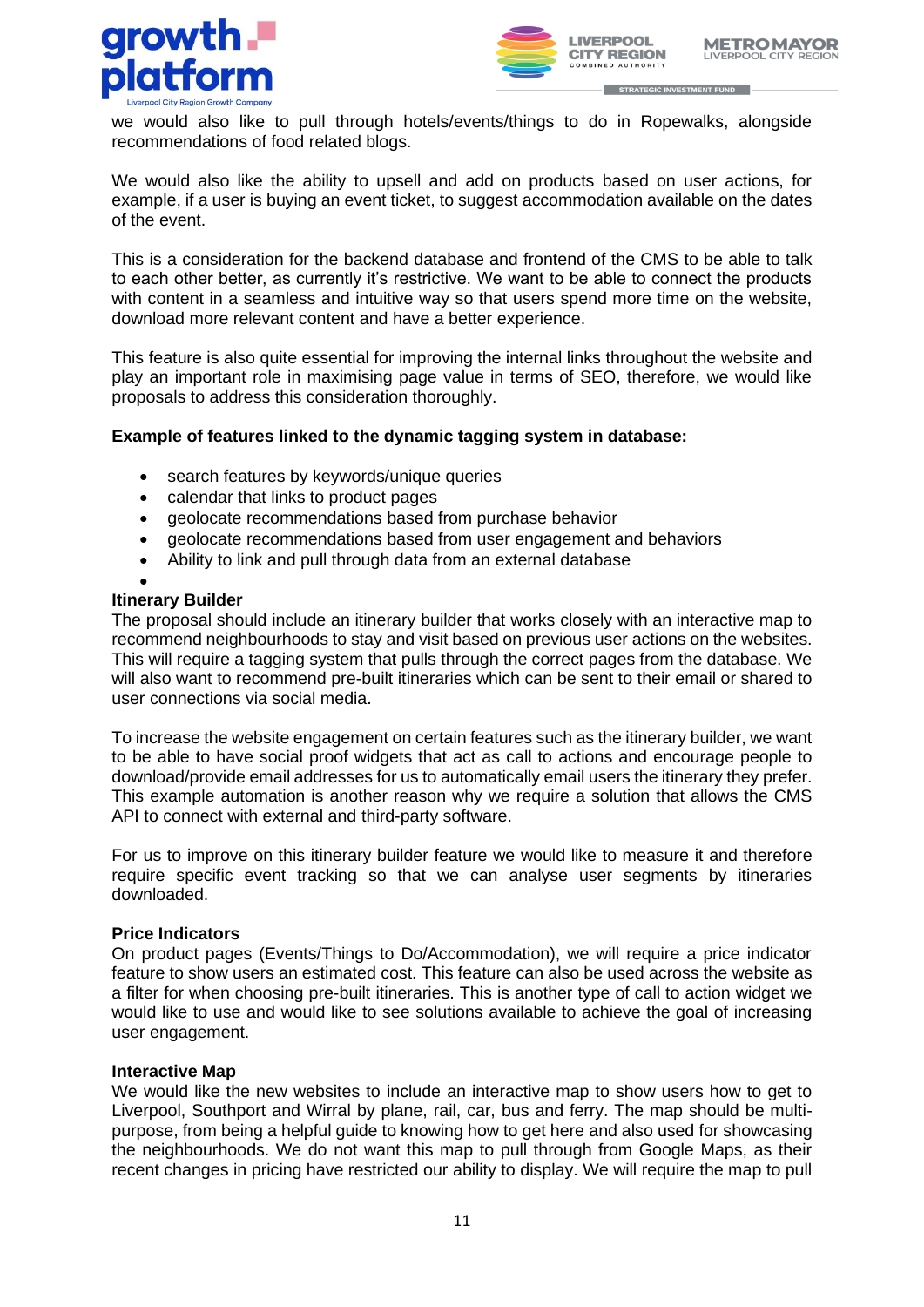we would also like to pull through hotels/events/things to do in Ropewalks, alongside recommendations of food related blogs.

We would also like the ability to upsell and add on products based on user actions, for example, if a user is buying an event ticket, to suggest accommodation available on the dates of the event.

This is a consideration for the backend database and frontend of the CMS to be able to talk to each other better, as currently it's restrictive. We want to be able to connect the products with content in a seamless and intuitive way so that users spend more time on the website, download more relevant content and have a better experience.

This feature is also quite essential for improving the internal links throughout the website and play an important role in maximising page value in terms of SEO, therefore, we would like proposals to address this consideration thoroughly.

**Example of features linked to the dynamic tagging system in database:**

- search features by keywords/unique queries
- calendar that links to product pages
- geolocate recommendations based from purchase behavior
- geolocate recommendations based from user engagement and behaviors
- Ability to link and pull through data from an external database

**Itinerary Builder**

The proposal should include an itinerary builder that works closely with an interactive map to recommend neighbourhoods to stay and visit based on previous user actions on the websites. This will require a tagging system that pulls through the correct pages from the database. We will also want to recommend pre-built itineraries which can be sent to their email or shared to user connections via social media.

To increase the website engagement on certain features such as the itinerary builder, we want to be able to have social proof widgets that act as call to actions and encourage people to download/provide email addresses for us to automatically email users the itinerary they prefer. This example automation is another reason why we require a solution that allows the CMS API to connect with external and third-party software.

For us to improve on this itinerary builder feature we would like to measure it and therefore require specific event tracking so that we can analyse user segments by itineraries downloaded.

**Price Indicators**

On product pages (Events/Things to Do/Accommodation), we will require a price indicator feature to show users an estimated cost. This feature can also be used across the website as a filter for when choosing pre-built itineraries. This is another type of call to action widget we would like to use and would like to see solutions available to achieve the goal of increasing user engagement.

**Interactive Map**

We would like the new websites to include an interactive map to show users how to get to Liverpool, Southport and Wirral by plane, rail, car, bus and ferry. The map should be multi-purpose, from being a helpful guide to knowing how to get here and also used for showcasing the neighbourhoods. We do not want this map to pull through from Google Maps, as their recent changes in pricing have restricted our ability to display. We will require the map to pull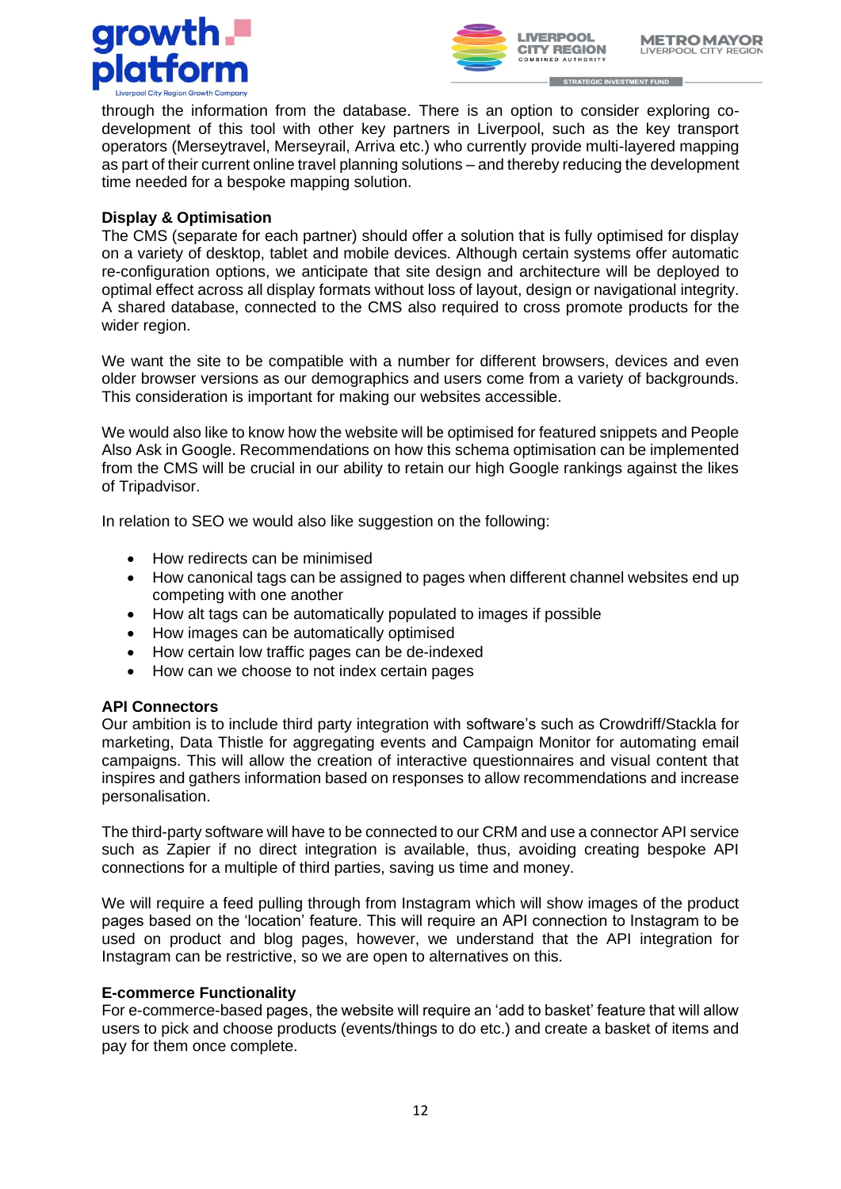through the information from the database. There is an option to consider exploring co-development of this tool with other key partners in Liverpool, such as the key transport operators (Merseytravel, Merseyrail, Arriva etc.) who currently provide multi-layered mapping as part of their current online travel planning solutions – and thereby reducing the development time needed for a bespoke mapping solution.

**Display & Optimisation**

The CMS (separate for each partner) should offer a solution that is fully optimised for display on a variety of desktop, tablet and mobile devices. Although certain systems offer automatic re-configuration options, we anticipate that site design and architecture will be deployed to optimal effect across all display formats without loss of layout, design or navigational integrity. A shared database, connected to the CMS also required to cross promote products for the wider region.

We want the site to be compatible with a number for different browsers, devices and even older browser versions as our demographics and users come from a variety of backgrounds. This consideration is important for making our websites accessible.

We would also like to know how the website will be optimised for featured snippets and People Also Ask in Google. Recommendations on how this schema optimisation can be implemented from the CMS will be crucial in our ability to retain our high Google rankings against the likes of Tripadvisor.

In relation to SEO we would also like suggestion on the following:

- How redirects can be minimised
- How canonical tags can be assigned to pages when different channel websites end up competing with one another
- How alt tags can be automatically populated to images if possible
- How images can be automatically optimised
- How certain low traffic pages can be de-indexed
- How can we choose to not index certain pages

**API Connectors**

Our ambition is to include third party integration with software's such as Crowdriff/Stackla for marketing, Data Thistle for aggregating events and Campaign Monitor for automating email campaigns. This will allow the creation of interactive questionnaires and visual content that inspires and gathers information based on responses to allow recommendations and increase personalisation.

The third-party software will have to be connected to our CRM and use a connector API service such as Zapier if no direct integration is available, thus, avoiding creating bespoke API connections for a multiple of third parties, saving us time and money.

We will require a feed pulling through from Instagram which will show images of the product pages based on the 'location' feature. This will require an API connection to Instagram to be used on product and blog pages, however, we understand that the API integration for Instagram can be restrictive, so we are open to alternatives on this.

**E-commerce Functionality**

For e-commerce-based pages, the website will require an 'add to basket' feature that will allow users to pick and choose products (events/things to do etc.) and create a basket of items and pay for them once complete.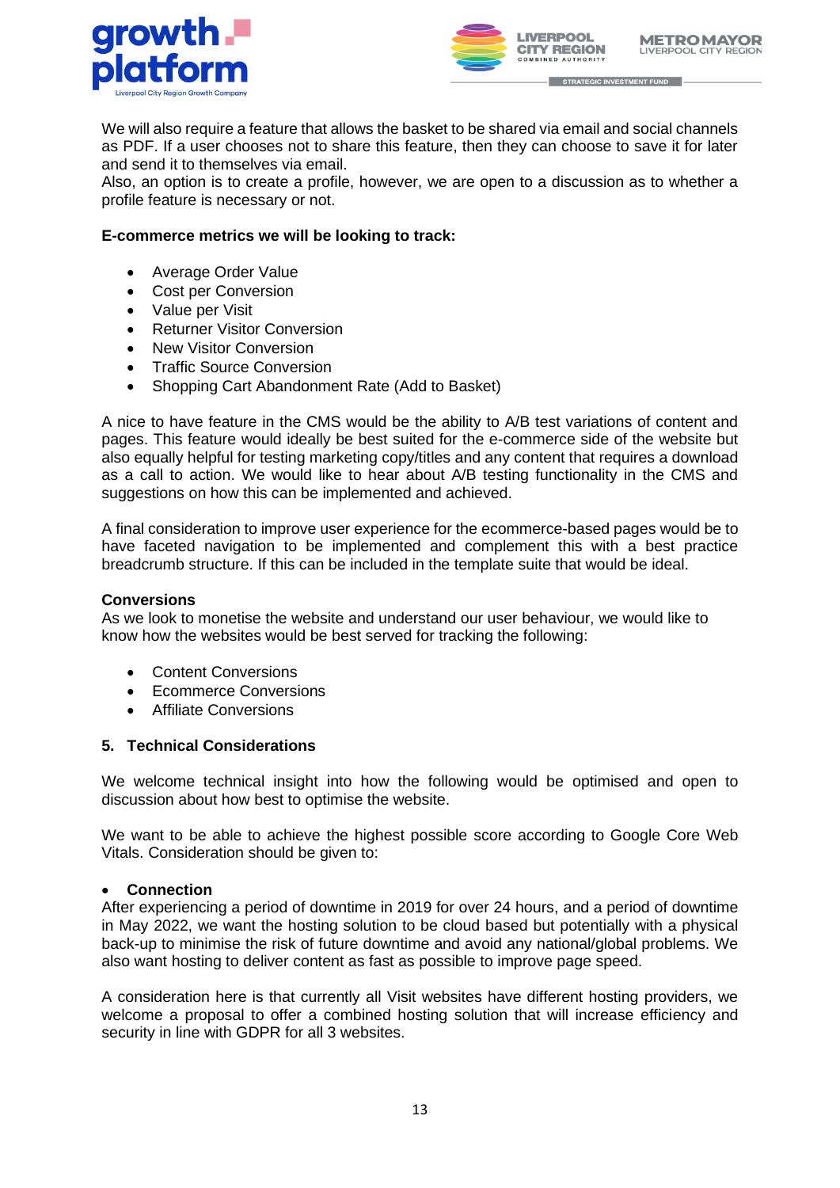We will also require a feature that allows the basket to be shared via email and social channels as PDF. If a user chooses not to share this feature, then they can choose to save it for later and send it to themselves via email.
Also, an option is to create a profile, however, we are open to a discussion as to whether a profile feature is necessary or not.

**E-commerce metrics we will be looking to track:**

- Average Order Value
- Cost per Conversion
- Value per Visit
- Returner Visitor Conversion
- New Visitor Conversion
- Traffic Source Conversion
- Shopping Cart Abandonment Rate (Add to Basket)

A nice to have feature in the CMS would be the ability to A/B test variations of content and pages. This feature would ideally be best suited for the e-commerce side of the website but also equally helpful for testing marketing copy/titles and any content that requires a download as a call to action. We would like to hear about A/B testing functionality in the CMS and suggestions on how this can be implemented and achieved.

A final consideration to improve user experience for the ecommerce-based pages would be to have faceted navigation to be implemented and complement this with a best practice breadcrumb structure. If this can be included in the template suite that would be ideal.

**Conversions**
As we look to monetise the website and understand our user behaviour, we would like to know how the websites would be best served for tracking the following:

- Content Conversions
- Ecommerce Conversions
- Affiliate Conversions

## 5. Technical Considerations

We welcome technical insight into how the following would be optimised and open to discussion about how best to optimise the website.

We want to be able to achieve the highest possible score according to Google Core Web Vitals. Consideration should be given to:

- **Connection**

After experiencing a period of downtime in 2019 for over 24 hours, and a period of downtime in May 2022, we want the hosting solution to be cloud based but potentially with a physical back-up to minimise the risk of future downtime and avoid any national/global problems. We also want hosting to deliver content as fast as possible to improve page speed.

A consideration here is that currently all Visit websites have different hosting providers, we welcome a proposal to offer a combined hosting solution that will increase efficiency and security in line with GDPR for all 3 websites.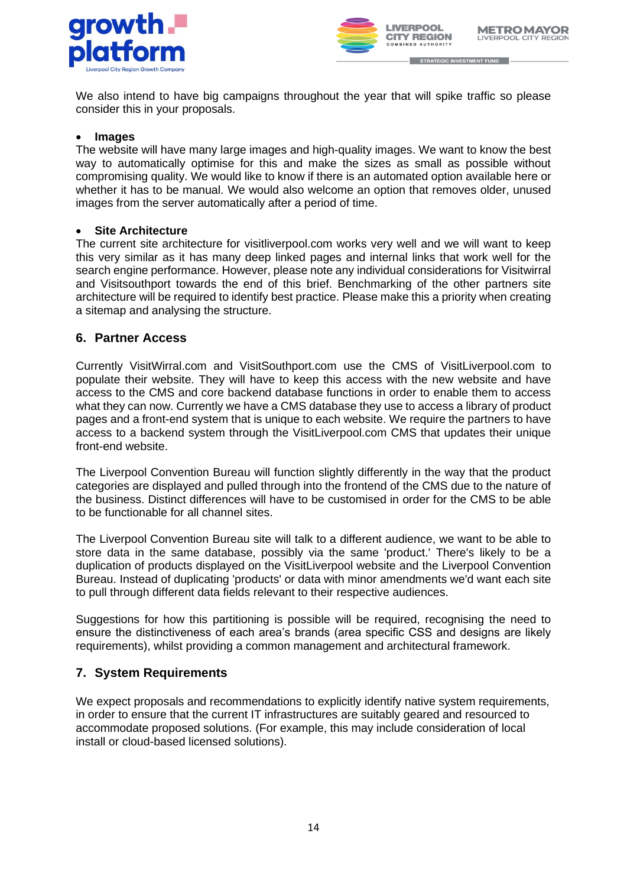We also intend to have big campaigns throughout the year that will spike traffic so please consider this in your proposals.

- **Images**

The website will have many large images and high-quality images. We want to know the best way to automatically optimise for this and make the sizes as small as possible without compromising quality. We would like to know if there is an automated option available here or whether it has to be manual. We would also welcome an option that removes older, unused images from the server automatically after a period of time.

- **Site Architecture**

The current site architecture for visitliverpool.com works very well and we will want to keep this very similar as it has many deep linked pages and internal links that work well for the search engine performance. However, please note any individual considerations for Visitwirral and Visitsouthport towards the end of this brief. Benchmarking of the other partners site architecture will be required to identify best practice. Please make this a priority when creating a sitemap and analysing the structure.

## 6. Partner Access

Currently VisitWirral.com and VisitSouthport.com use the CMS of VisitLiverpool.com to populate their website. They will have to keep this access with the new website and have access to the CMS and core backend database functions in order to enable them to access what they can now. Currently we have a CMS database they use to access a library of product pages and a front-end system that is unique to each website. We require the partners to have access to a backend system through the VisitLiverpool.com CMS that updates their unique front-end website.

The Liverpool Convention Bureau will function slightly differently in the way that the product categories are displayed and pulled through into the frontend of the CMS due to the nature of the business. Distinct differences will have to be customised in order for the CMS to be able to be functionable for all channel sites.

The Liverpool Convention Bureau site will talk to a different audience, we want to be able to store data in the same database, possibly via the same 'product.' There's likely to be a duplication of products displayed on the VisitLiverpool website and the Liverpool Convention Bureau. Instead of duplicating 'products' or data with minor amendments we'd want each site to pull through different data fields relevant to their respective audiences.

Suggestions for how this partitioning is possible will be required, recognising the need to ensure the distinctiveness of each area's brands (area specific CSS and designs are likely requirements), whilst providing a common management and architectural framework.

## 7. System Requirements

We expect proposals and recommendations to explicitly identify native system requirements, in order to ensure that the current IT infrastructures are suitably geared and resourced to accommodate proposed solutions. (For example, this may include consideration of local install or cloud-based licensed solutions).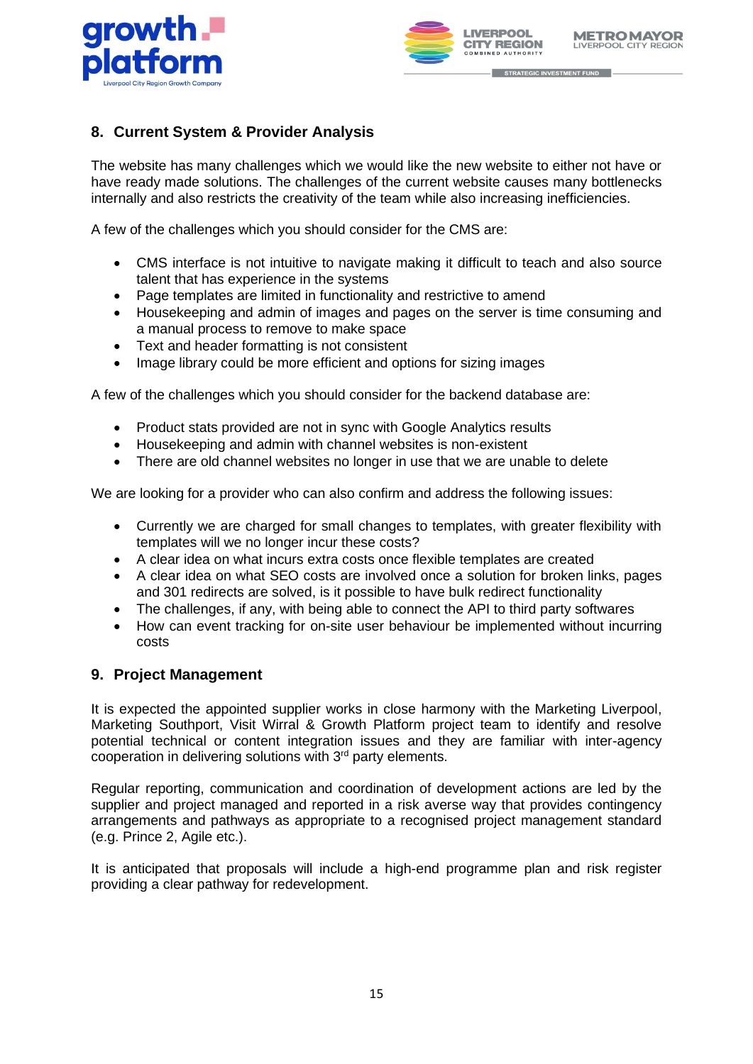## 8. Current System & Provider Analysis

The website has many challenges which we would like the new website to either not have or have ready made solutions. The challenges of the current website causes many bottlenecks internally and also restricts the creativity of the team while also increasing inefficiencies.

A few of the challenges which you should consider for the CMS are:

- CMS interface is not intuitive to navigate making it difficult to teach and also source talent that has experience in the systems
- Page templates are limited in functionality and restrictive to amend
- Housekeeping and admin of images and pages on the server is time consuming and a manual process to remove to make space
- Text and header formatting is not consistent
- Image library could be more efficient and options for sizing images

A few of the challenges which you should consider for the backend database are:

- Product stats provided are not in sync with Google Analytics results
- Housekeeping and admin with channel websites is non-existent
- There are old channel websites no longer in use that we are unable to delete

We are looking for a provider who can also confirm and address the following issues:

- Currently we are charged for small changes to templates, with greater flexibility with templates will we no longer incur these costs?
- A clear idea on what incurs extra costs once flexible templates are created
- A clear idea on what SEO costs are involved once a solution for broken links, pages and 301 redirects are solved, is it possible to have bulk redirect functionality
- The challenges, if any, with being able to connect the API to third party softwares
- How can event tracking for on-site user behaviour be implemented without incurring costs

## 9. Project Management

It is expected the appointed supplier works in close harmony with the Marketing Liverpool, Marketing Southport, Visit Wirral & Growth Platform project team to identify and resolve potential technical or content integration issues and they are familiar with inter-agency cooperation in delivering solutions with 3rd party elements.

Regular reporting, communication and coordination of development actions are led by the supplier and project managed and reported in a risk averse way that provides contingency arrangements and pathways as appropriate to a recognised project management standard (e.g. Prince 2, Agile etc.).

It is anticipated that proposals will include a high-end programme plan and risk register providing a clear pathway for redevelopment.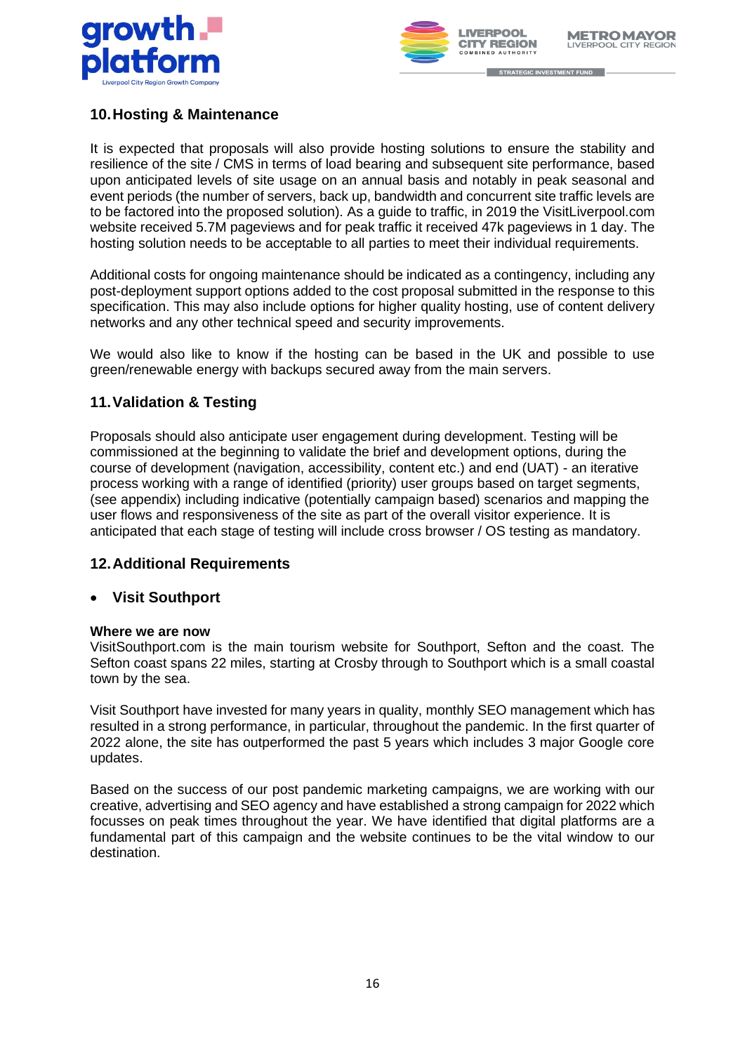## 10. Hosting & Maintenance

It is expected that proposals will also provide hosting solutions to ensure the stability and resilience of the site / CMS in terms of load bearing and subsequent site performance, based upon anticipated levels of site usage on an annual basis and notably in peak seasonal and event periods (the number of servers, back up, bandwidth and concurrent site traffic levels are to be factored into the proposed solution). As a guide to traffic, in 2019 the VisitLiverpool.com website received 5.7M pageviews and for peak traffic it received 47k pageviews in 1 day. The hosting solution needs to be acceptable to all parties to meet their individual requirements.

Additional costs for ongoing maintenance should be indicated as a contingency, including any post-deployment support options added to the cost proposal submitted in the response to this specification. This may also include options for higher quality hosting, use of content delivery networks and any other technical speed and security improvements.

We would also like to know if the hosting can be based in the UK and possible to use green/renewable energy with backups secured away from the main servers.

## 11. Validation & Testing

Proposals should also anticipate user engagement during development. Testing will be commissioned at the beginning to validate the brief and development options, during the course of development (navigation, accessibility, content etc.) and end (UAT) - an iterative process working with a range of identified (priority) user groups based on target segments, (see appendix) including indicative (potentially campaign based) scenarios and mapping the user flows and responsiveness of the site as part of the overall visitor experience. It is anticipated that each stage of testing will include cross browser / OS testing as mandatory.

## 12. Additional Requirements

- **Visit Southport**

**Where we are now**
VisitSouthport.com is the main tourism website for Southport, Sefton and the coast. The Sefton coast spans 22 miles, starting at Crosby through to Southport which is a small coastal town by the sea.

Visit Southport have invested for many years in quality, monthly SEO management which has resulted in a strong performance, in particular, throughout the pandemic. In the first quarter of 2022 alone, the site has outperformed the past 5 years which includes 3 major Google core updates.

Based on the success of our post pandemic marketing campaigns, we are working with our creative, advertising and SEO agency and have established a strong campaign for 2022 which focusses on peak times throughout the year. We have identified that digital platforms are a fundamental part of this campaign and the website continues to be the vital window to our destination.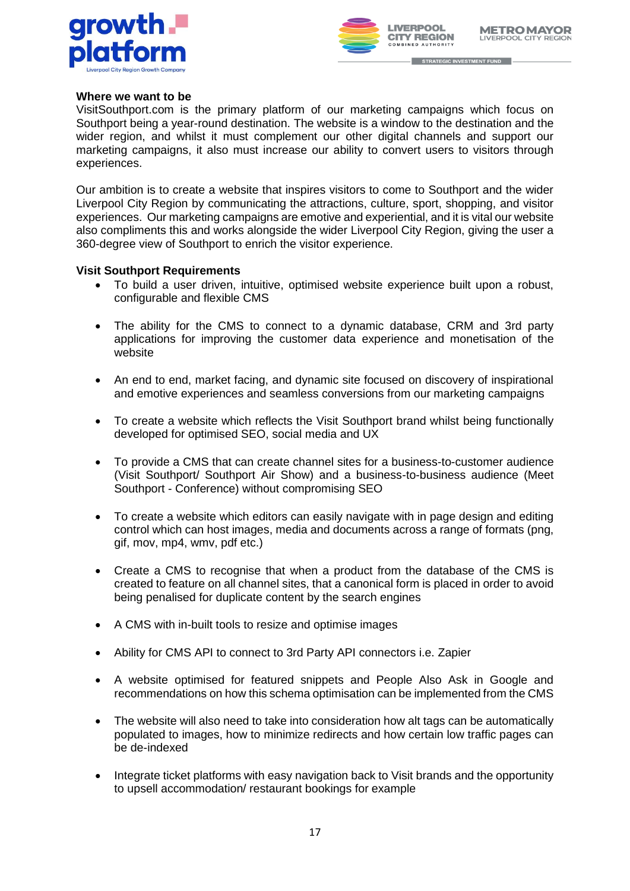**Where we want to be**

VisitSouthport.com is the primary platform of our marketing campaigns which focus on Southport being a year-round destination. The website is a window to the destination and the wider region, and whilst it must complement our other digital channels and support our marketing campaigns, it also must increase our ability to convert users to visitors through experiences.

Our ambition is to create a website that inspires visitors to come to Southport and the wider Liverpool City Region by communicating the attractions, culture, sport, shopping, and visitor experiences. Our marketing campaigns are emotive and experiential, and it is vital our website also compliments this and works alongside the wider Liverpool City Region, giving the user a 360-degree view of Southport to enrich the visitor experience.

**Visit Southport Requirements**

- To build a user driven, intuitive, optimised website experience built upon a robust, configurable and flexible CMS
- The ability for the CMS to connect to a dynamic database, CRM and 3rd party applications for improving the customer data experience and monetisation of the website
- An end to end, market facing, and dynamic site focused on discovery of inspirational and emotive experiences and seamless conversions from our marketing campaigns
- To create a website which reflects the Visit Southport brand whilst being functionally developed for optimised SEO, social media and UX
- To provide a CMS that can create channel sites for a business-to-customer audience (Visit Southport/ Southport Air Show) and a business-to-business audience (Meet Southport - Conference) without compromising SEO
- To create a website which editors can easily navigate with in page design and editing control which can host images, media and documents across a range of formats (png, gif, mov, mp4, wmv, pdf etc.)
- Create a CMS to recognise that when a product from the database of the CMS is created to feature on all channel sites, that a canonical form is placed in order to avoid being penalised for duplicate content by the search engines
- A CMS with in-built tools to resize and optimise images
- Ability for CMS API to connect to 3rd Party API connectors i.e. Zapier
- A website optimised for featured snippets and People Also Ask in Google and recommendations on how this schema optimisation can be implemented from the CMS
- The website will also need to take into consideration how alt tags can be automatically populated to images, how to minimize redirects and how certain low traffic pages can be de-indexed
- Integrate ticket platforms with easy navigation back to Visit brands and the opportunity to upsell accommodation/ restaurant bookings for example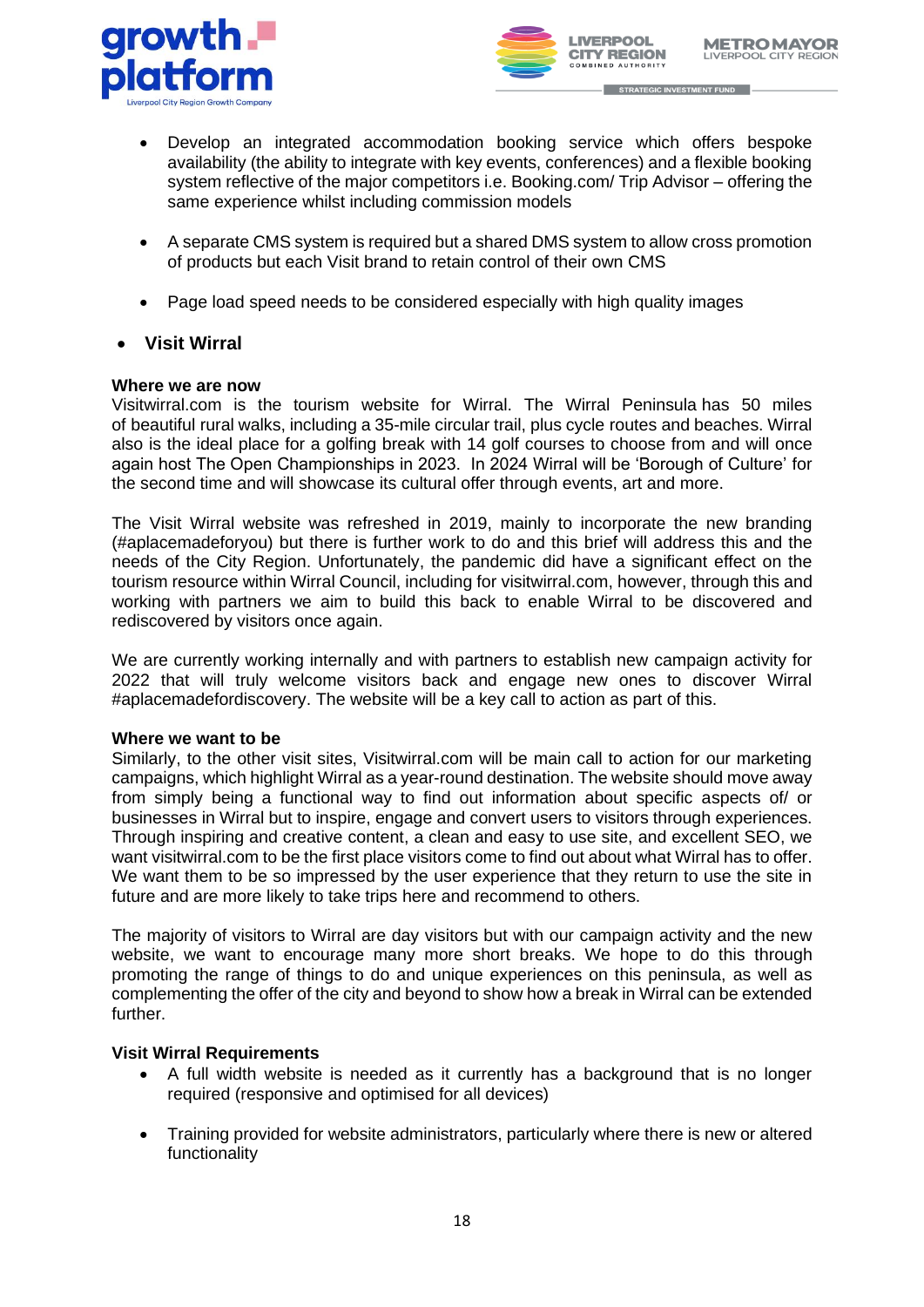- Develop an integrated accommodation booking service which offers bespoke availability (the ability to integrate with key events, conferences) and a flexible booking system reflective of the major competitors i.e. Booking.com/ Trip Advisor – offering the same experience whilst including commission models

- A separate CMS system is required but a shared DMS system to allow cross promotion of products but each Visit brand to retain control of their own CMS

- Page load speed needs to be considered especially with high quality images

- **Visit Wirral**

**Where we are now**
Visitwirral.com is the tourism website for Wirral. The Wirral Peninsula has 50 miles of beautiful rural walks, including a 35-mile circular trail, plus cycle routes and beaches. Wirral also is the ideal place for a golfing break with 14 golf courses to choose from and will once again host The Open Championships in 2023. In 2024 Wirral will be 'Borough of Culture' for the second time and will showcase its cultural offer through events, art and more.

The Visit Wirral website was refreshed in 2019, mainly to incorporate the new branding (#aplacemadeforyou) but there is further work to do and this brief will address this and the needs of the City Region. Unfortunately, the pandemic did have a significant effect on the tourism resource within Wirral Council, including for visitwirral.com, however, through this and working with partners we aim to build this back to enable Wirral to be discovered and rediscovered by visitors once again.

We are currently working internally and with partners to establish new campaign activity for 2022 that will truly welcome visitors back and engage new ones to discover Wirral #aplacemadefordiscovery. The website will be a key call to action as part of this.

**Where we want to be**
Similarly, to the other visit sites, Visitwirral.com will be main call to action for our marketing campaigns, which highlight Wirral as a year-round destination. The website should move away from simply being a functional way to find out information about specific aspects of/ or businesses in Wirral but to inspire, engage and convert users to visitors through experiences. Through inspiring and creative content, a clean and easy to use site, and excellent SEO, we want visitwirral.com to be the first place visitors come to find out about what Wirral has to offer. We want them to be so impressed by the user experience that they return to use the site in future and are more likely to take trips here and recommend to others.

The majority of visitors to Wirral are day visitors but with our campaign activity and the new website, we want to encourage many more short breaks. We hope to do this through promoting the range of things to do and unique experiences on this peninsula, as well as complementing the offer of the city and beyond to show how a break in Wirral can be extended further.

**Visit Wirral Requirements**

- A full width website is needed as it currently has a background that is no longer required (responsive and optimised for all devices)

- Training provided for website administrators, particularly where there is new or altered functionality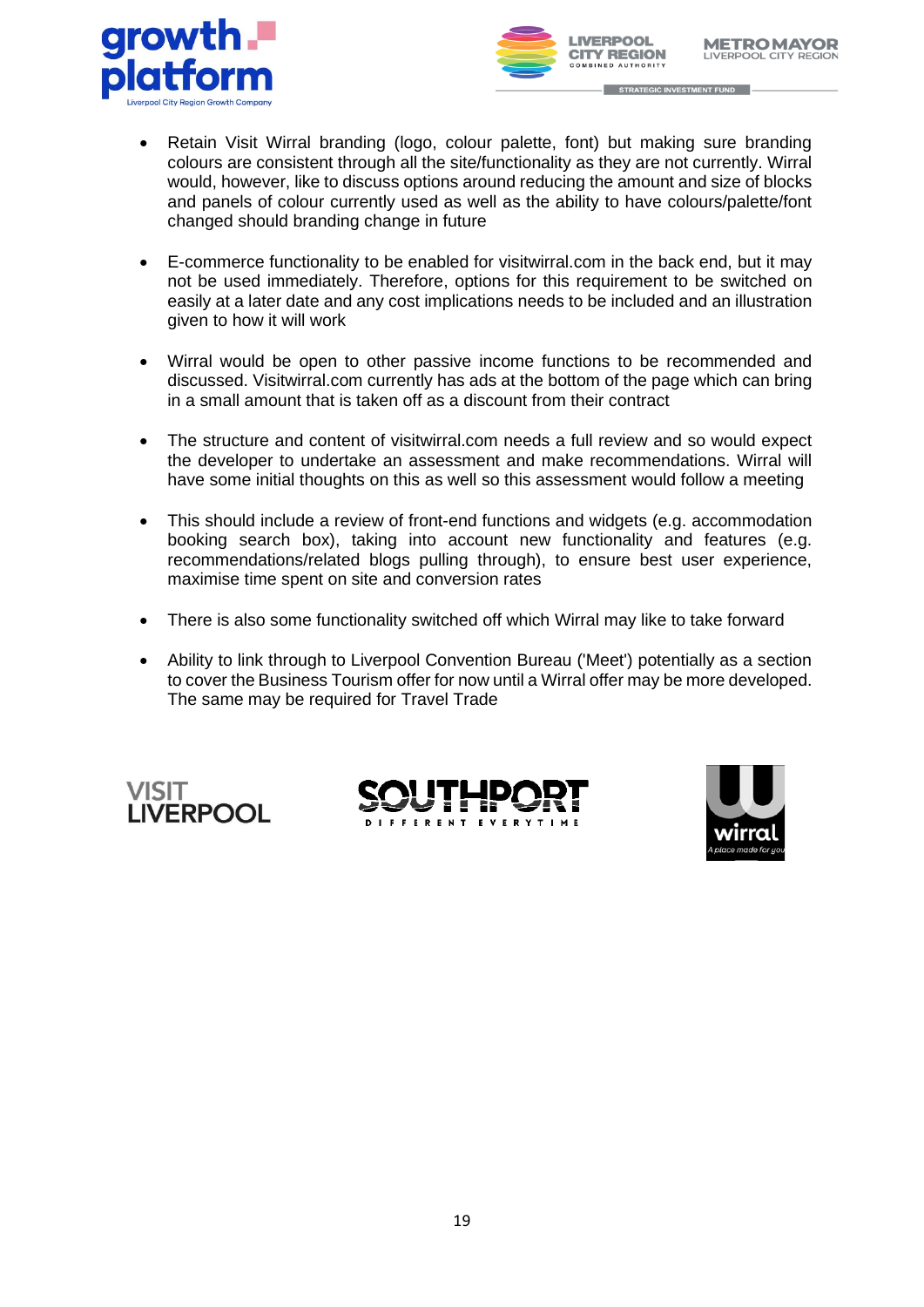- Retain Visit Wirral branding (logo, colour palette, font) but making sure branding colours are consistent through all the site/functionality as they are not currently. Wirral would, however, like to discuss options around reducing the amount and size of blocks and panels of colour currently used as well as the ability to have colours/palette/font changed should branding change in future

- E-commerce functionality to be enabled for visitwirral.com in the back end, but it may not be used immediately. Therefore, options for this requirement to be switched on easily at a later date and any cost implications needs to be included and an illustration given to how it will work

- Wirral would be open to other passive income functions to be recommended and discussed. Visitwirral.com currently has ads at the bottom of the page which can bring in a small amount that is taken off as a discount from their contract

- The structure and content of visitwirral.com needs a full review and so would expect the developer to undertake an assessment and make recommendations. Wirral will have some initial thoughts on this as well so this assessment would follow a meeting

- This should include a review of front-end functions and widgets (e.g. accommodation booking search box), taking into account new functionality and features (e.g. recommendations/related blogs pulling through), to ensure best user experience, maximise time spent on site and conversion rates

- There is also some functionality switched off which Wirral may like to take forward

- Ability to link through to Liverpool Convention Bureau ('Meet') potentially as a section to cover the Business Tourism offer for now until a Wirral offer may be more developed. The same may be required for Travel Trade